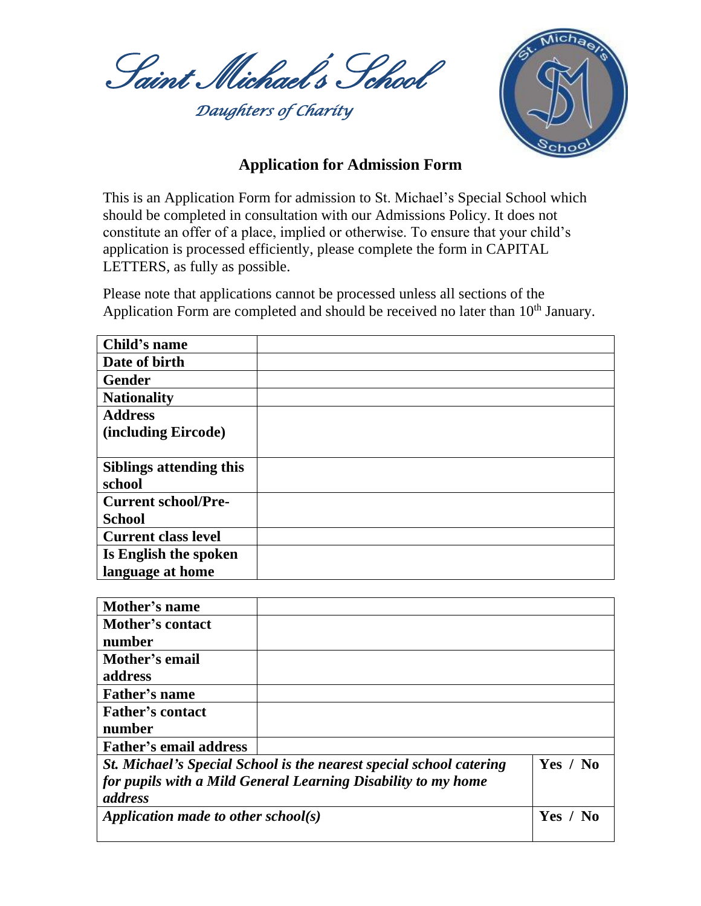# Saint Michael's School

*Daughters of Charity*

## Application for Admission Form

This is an Application Form for admission to St. Michael's Special School which should be completed in consultation with our Admissions Policy. It does not constitute an offer of a place, implied or otherwise. To ensure that your child's application is processed efficiently, please complete the form in CAPITAL LETTERS, as fully as possible.

Please note that applications cannot be processed unless all sections of the Application Form are completed and should be received no later than 10th January.

| **Child's name** | |
|---|---|
| **Date of birth** | |
| **Gender** | |
| **Nationality** | |
| **Address (including Eircode)** | |
| **Siblings attending this school** | |
| **Current school/Pre-School** | |
| **Current class level** | |
| **Is English the spoken language at home** | |

| **Mother's name** | | |
|---|---|---|
| **Mother's contact number** | | |
| **Mother's email address** | | |
| **Father's name** | | |
| **Father's contact number** | | |
| **Father's email address** | | |
| ***St. Michael's Special School is the nearest special school catering for pupils with a Mild General Learning Disability to my home address*** | | **Yes / No** |
| ***Application made to other school(s)*** | | **Yes / No** |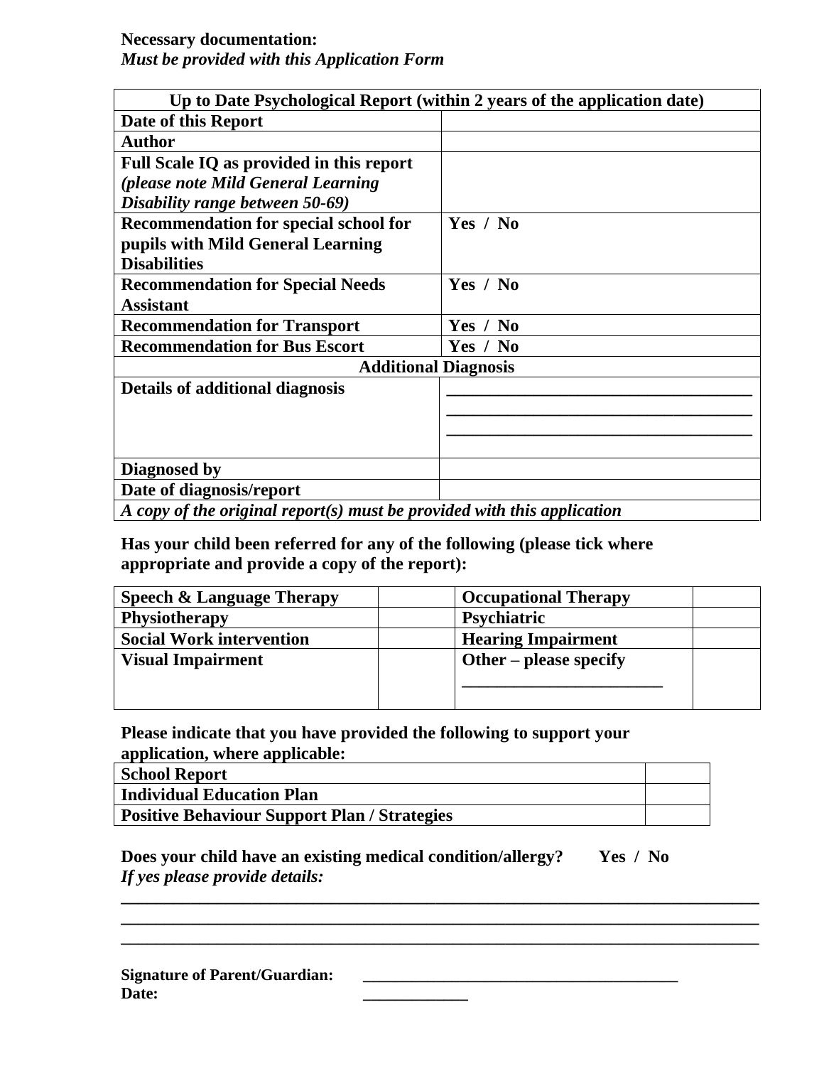**Necessary documentation:**
***Must be provided with this Application Form***

| Up to Date Psychological Report (within 2 years of the application date) | |
|---|---|
| **Date of this Report** | |
| **Author** | |
| **Full Scale IQ as provided in this report** *(please note Mild General Learning Disability range between 50-69)* | |
| **Recommendation for special school for pupils with Mild General Learning Disabilities** | **Yes / No** |
| **Recommendation for Special Needs Assistant** | **Yes / No** |
| **Recommendation for Transport** | **Yes / No** |
| **Recommendation for Bus Escort** | **Yes / No** |
| **Additional Diagnosis** | |
| **Details of additional diagnosis** | ____________________________________<br>____________________________________<br>____________________________________ |
| **Diagnosed by** | |
| **Date of diagnosis/report** | |
| ***A copy of the original report(s) must be provided with this application*** | |

**Has your child been referred for any of the following (please tick where appropriate and provide a copy of the report):**

| | | | |
|---|---|---|---|
| **Speech & Language Therapy** | | **Occupational Therapy** | |
| **Physiotherapy** | | **Psychiatric** | |
| **Social Work intervention** | | **Hearing Impairment** | |
| **Visual Impairment** | | **Other – please specify** ________________________ | |

**Please indicate that you have provided the following to support your application, where applicable:**

| | |
|---|---|
| **School Report** | |
| **Individual Education Plan** | |
| **Positive Behaviour Support Plan / Strategies** | |

**Does your child have an existing medical condition/allergy? Yes / No**
***If yes please provide details:***

______________________________________________________________________________
______________________________________________________________________________
______________________________________________________________________________

**Signature of Parent/Guardian:** ______________________________________
**Date:** _____________